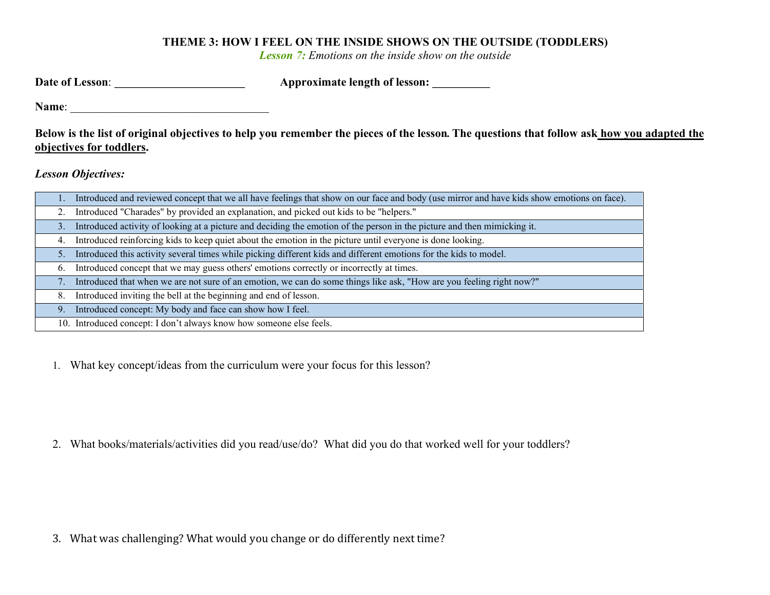# THEME 3: HOW I FEEL ON THE INSIDE SHOWS ON THE OUTSIDE (TODDLERS)

***Lesson 7:*** *Emotions on the inside show on the outside*

**Date of Lesson**: ______________________ **Approximate length of lesson:** __________

**Name**: ___________________________________

**Below is the list of original objectives to help you remember the pieces of the lesson. The questions that follow ask <u>how you adapted the objectives for toddlers</u>.**

***Lesson Objectives:***

| |
|---|
| 1. Introduced and reviewed concept that we all have feelings that show on our face and body (use mirror and have kids show emotions on face). |
| 2. Introduced "Charades" by provided an explanation, and picked out kids to be "helpers." |
| 3. Introduced activity of looking at a picture and deciding the emotion of the person in the picture and then mimicking it. |
| 4. Introduced reinforcing kids to keep quiet about the emotion in the picture until everyone is done looking. |
| 5. Introduced this activity several times while picking different kids and different emotions for the kids to model. |
| 6. Introduced concept that we may guess others' emotions correctly or incorrectly at times. |
| 7. Introduced that when we are not sure of an emotion, we can do some things like ask, "How are you feeling right now?" |
| 8. Introduced inviting the bell at the beginning and end of lesson. |
| 9. Introduced concept: My body and face can show how I feel. |
| 10. Introduced concept: I don't always know how someone else feels. |

1. What key concept/ideas from the curriculum were your focus for this lesson?

2. What books/materials/activities did you read/use/do? What did you do that worked well for your toddlers?

3. What was challenging? What would you change or do differently next time?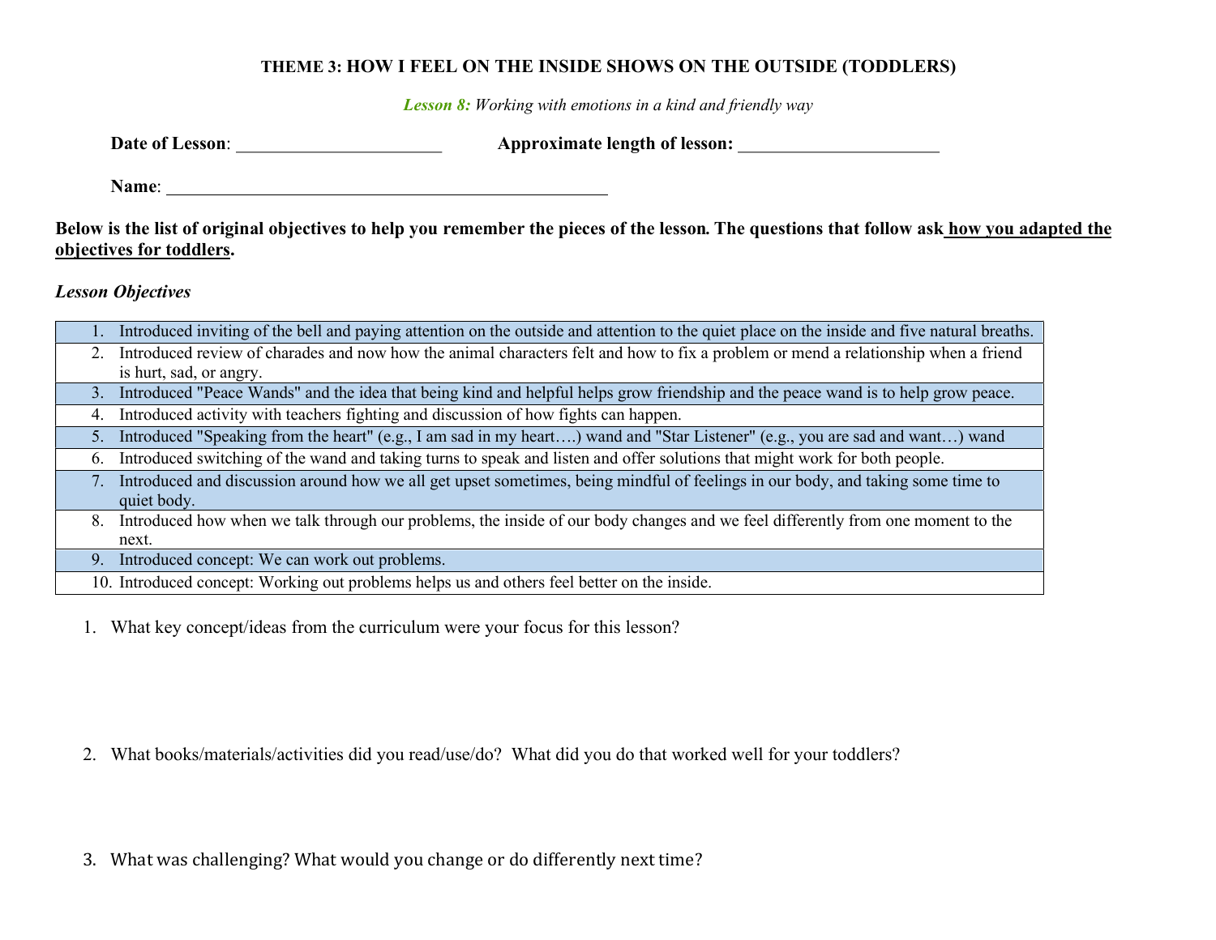**THEME 3: HOW I FEEL ON THE INSIDE SHOWS ON THE OUTSIDE (TODDLERS)**

*Lesson 8: Working with emotions in a kind and friendly way*

**Date of Lesson**: ______________________ **Approximate length of lesson:** ______________________

**Name**: ______________________________________________

**Below is the list of original objectives to help you remember the pieces of the lesson. The questions that follow ask how you adapted the objectives for toddlers.**

***Lesson Objectives***

| | |
|---|---|
| 1. | Introduced inviting of the bell and paying attention on the outside and attention to the quiet place on the inside and five natural breaths. |
| 2. | Introduced review of charades and now how the animal characters felt and how to fix a problem or mend a relationship when a friend is hurt, sad, or angry. |
| 3. | Introduced "Peace Wands" and the idea that being kind and helpful helps grow friendship and the peace wand is to help grow peace. |
| 4. | Introduced activity with teachers fighting and discussion of how fights can happen. |
| 5. | Introduced "Speaking from the heart" (e.g., I am sad in my heart….) wand and "Star Listener" (e.g., you are sad and want…) wand |
| 6. | Introduced switching of the wand and taking turns to speak and listen and offer solutions that might work for both people. |
| 7. | Introduced and discussion around how we all get upset sometimes, being mindful of feelings in our body, and taking some time to quiet body. |
| 8. | Introduced how when we talk through our problems, the inside of our body changes and we feel differently from one moment to the next. |
| 9. | Introduced concept: We can work out problems. |
| 10. | Introduced concept: Working out problems helps us and others feel better on the inside. |

1. What key concept/ideas from the curriculum were your focus for this lesson?

2. What books/materials/activities did you read/use/do? What did you do that worked well for your toddlers?

3. What was challenging? What would you change or do differently next time?